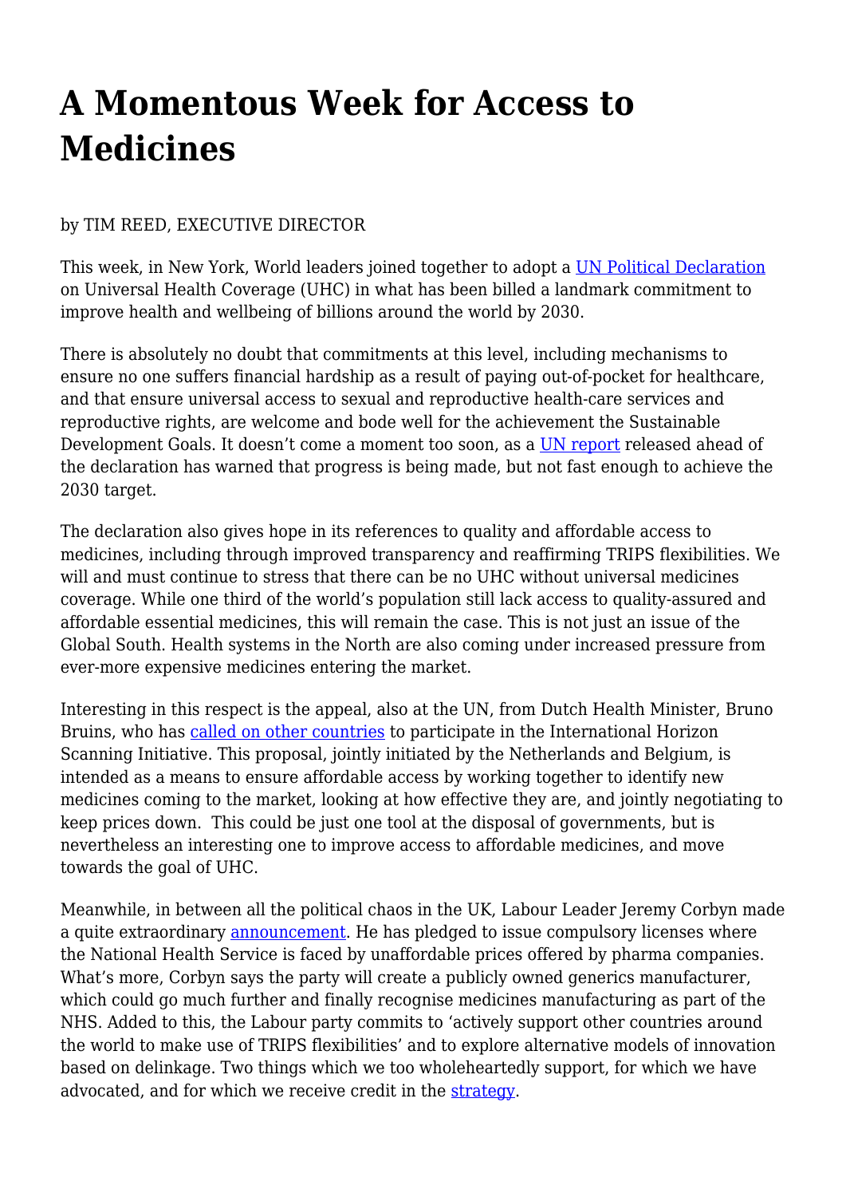# A Momentous Week for Access to Medicines

by TIM REED, EXECUTIVE DIRECTOR

This week, in New York, World leaders joined together to adopt a UN Political Declaration on Universal Health Coverage (UHC) in what has been billed a landmark commitment to improve health and wellbeing of billions around the world by 2030.

There is absolutely no doubt that commitments at this level, including mechanisms to ensure no one suffers financial hardship as a result of paying out-of-pocket for healthcare, and that ensure universal access to sexual and reproductive health-care services and reproductive rights, are welcome and bode well for the achievement the Sustainable Development Goals. It doesn't come a moment too soon, as a UN report released ahead of the declaration has warned that progress is being made, but not fast enough to achieve the 2030 target.

The declaration also gives hope in its references to quality and affordable access to medicines, including through improved transparency and reaffirming TRIPS flexibilities. We will and must continue to stress that there can be no UHC without universal medicines coverage. While one third of the world's population still lack access to quality-assured and affordable essential medicines, this will remain the case. This is not just an issue of the Global South. Health systems in the North are also coming under increased pressure from ever-more expensive medicines entering the market.

Interesting in this respect is the appeal, also at the UN, from Dutch Health Minister, Bruno Bruins, who has called on other countries to participate in the International Horizon Scanning Initiative. This proposal, jointly initiated by the Netherlands and Belgium, is intended as a means to ensure affordable access by working together to identify new medicines coming to the market, looking at how effective they are, and jointly negotiating to keep prices down. This could be just one tool at the disposal of governments, but is nevertheless an interesting one to improve access to affordable medicines, and move towards the goal of UHC.

Meanwhile, in between all the political chaos in the UK, Labour Leader Jeremy Corbyn made a quite extraordinary announcement. He has pledged to issue compulsory licenses where the National Health Service is faced by unaffordable prices offered by pharma companies. What's more, Corbyn says the party will create a publicly owned generics manufacturer, which could go much further and finally recognise medicines manufacturing as part of the NHS. Added to this, the Labour party commits to 'actively support other countries around the world to make use of TRIPS flexibilities' and to explore alternative models of innovation based on delinkage. Two things which we too wholeheartedly support, for which we have advocated, and for which we receive credit in the strategy.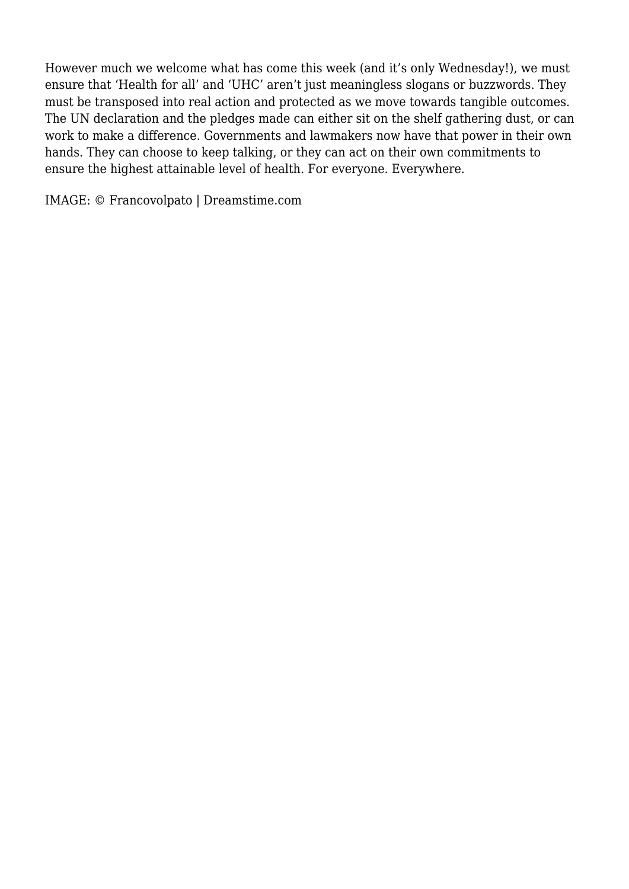However much we welcome what has come this week (and it’s only Wednesday!), we must ensure that ‘Health for all’ and ‘UHC’ aren’t just meaningless slogans or buzzwords. They must be transposed into real action and protected as we move towards tangible outcomes. The UN declaration and the pledges made can either sit on the shelf gathering dust, or can work to make a difference. Governments and lawmakers now have that power in their own hands. They can choose to keep talking, or they can act on their own commitments to ensure the highest attainable level of health. For everyone. Everywhere.

IMAGE: © Francovolpato | Dreamstime.com